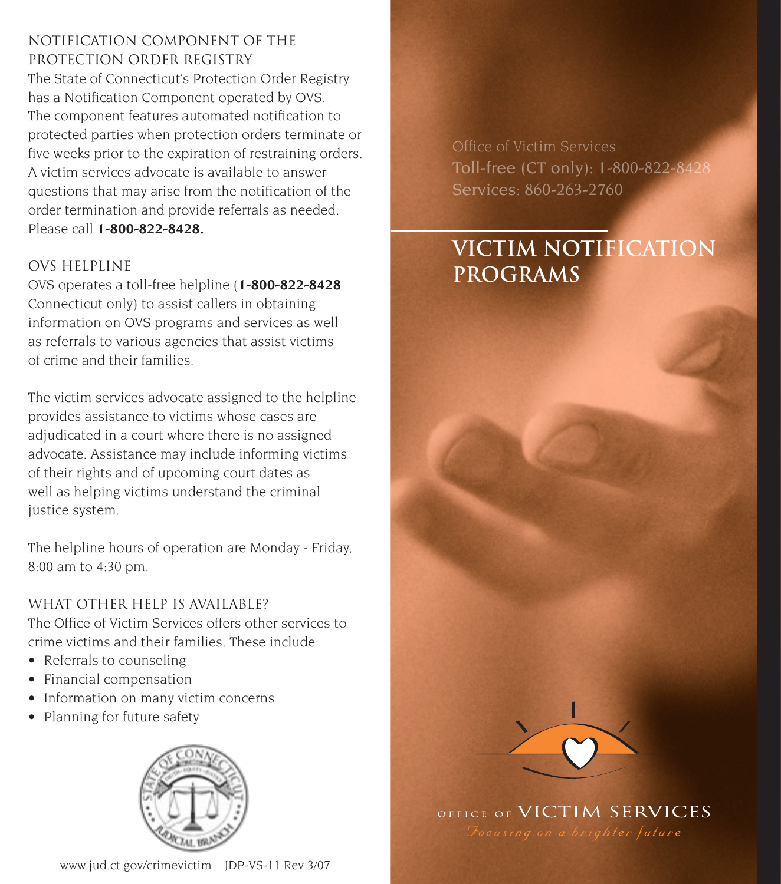## NOTIFICATION COMPONENT OF THE PROTECTION ORDER REGISTRY

The State of Connecticut's Protection Order Registry has a Notification Component operated by OVS. The component features automated notification to protected parties when protection orders terminate or five weeks prior to the expiration of restraining orders. A victim services advocate is available to answer questions that may arise from the notification of the order termination and provide referrals as needed. Please call **1-800-822-8428.**

## OVS HELPLINE

OVS operates a toll-free helpline (**1-800-822-8428** Connecticut only) to assist callers in obtaining information on OVS programs and services as well as referrals to various agencies that assist victims of crime and their families.

The victim services advocate assigned to the helpline provides assistance to victims whose cases are adjudicated in a court where there is no assigned advocate. Assistance may include informing victims of their rights and of upcoming court dates as well as helping victims understand the criminal justice system.

The helpline hours of operation are Monday - Friday, 8:00 am to 4:30 pm.

## WHAT OTHER HELP IS AVAILABLE?

The Office of Victim Services offers other services to crime victims and their families. These include:

- Referrals to counseling
- Financial compensation
- Information on many victim concerns
- Planning for future safety

www.jud.ct.gov/crimevictim JDP-VS-11 Rev 3/07

Office of Victim Services
Toll-free (CT only): 1-800-822-8428
Services: 860-263-2760

# VICTIM NOTIFICATION PROGRAMS

OFFICE OF VICTIM SERVICES

*Focusing on a brighter future*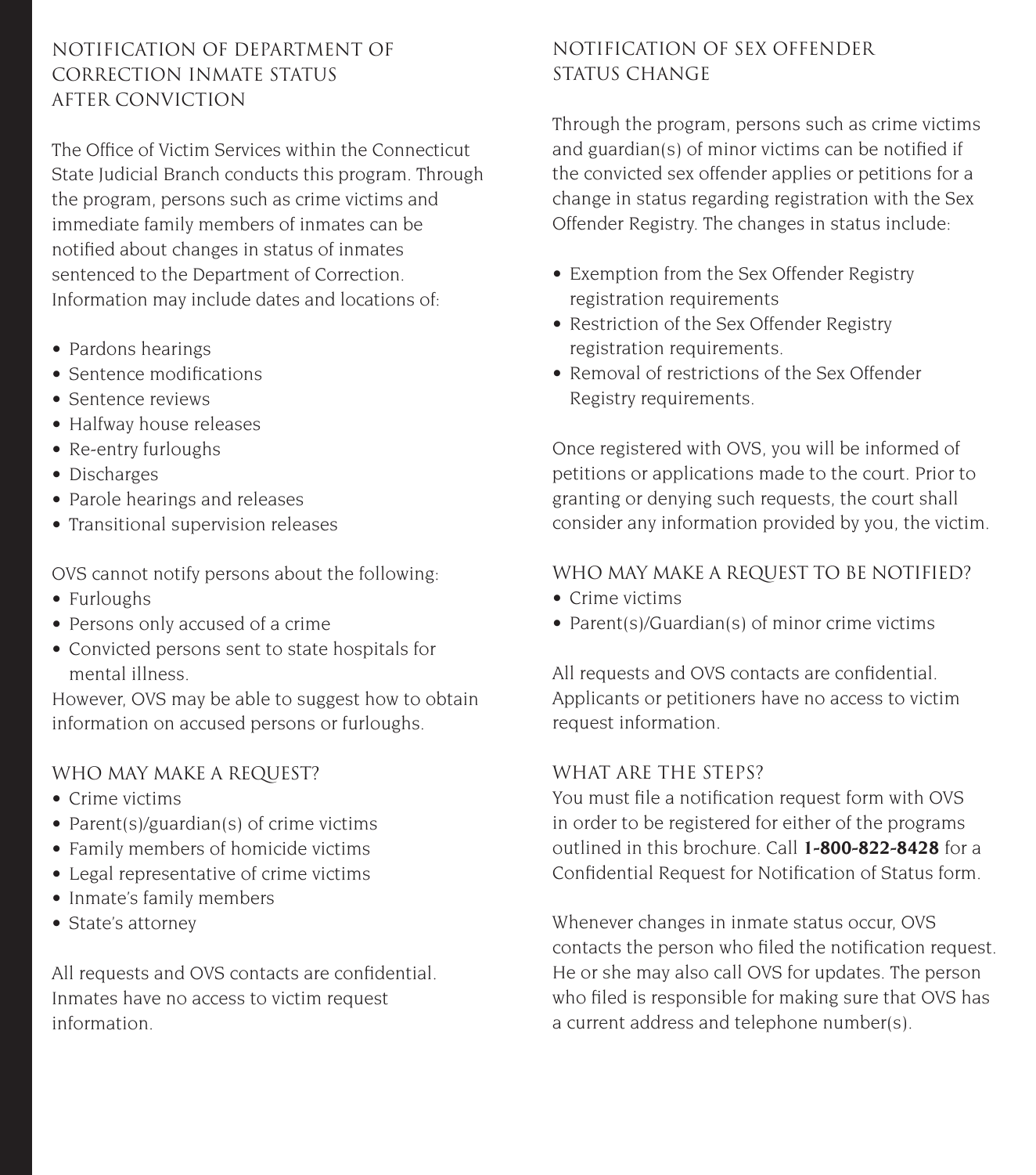## NOTIFICATION OF DEPARTMENT OF CORRECTION INMATE STATUS AFTER CONVICTION

The Office of Victim Services within the Connecticut State Judicial Branch conducts this program. Through the program, persons such as crime victims and immediate family members of inmates can be notified about changes in status of inmates sentenced to the Department of Correction. Information may include dates and locations of:

- Pardons hearings
- Sentence modifications
- Sentence reviews
- Halfway house releases
- Re-entry furloughs
- Discharges
- Parole hearings and releases
- Transitional supervision releases

OVS cannot notify persons about the following:

- Furloughs
- Persons only accused of a crime
- Convicted persons sent to state hospitals for mental illness.

However, OVS may be able to suggest how to obtain information on accused persons or furloughs.

### WHO MAY MAKE A REQUEST?

- Crime victims
- Parent(s)/guardian(s) of crime victims
- Family members of homicide victims
- Legal representative of crime victims
- Inmate's family members
- State's attorney

All requests and OVS contacts are confidential. Inmates have no access to victim request information.

## NOTIFICATION OF SEX OFFENDER STATUS CHANGE

Through the program, persons such as crime victims and guardian(s) of minor victims can be notified if the convicted sex offender applies or petitions for a change in status regarding registration with the Sex Offender Registry. The changes in status include:

- Exemption from the Sex Offender Registry registration requirements
- Restriction of the Sex Offender Registry registration requirements.
- Removal of restrictions of the Sex Offender Registry requirements.

Once registered with OVS, you will be informed of petitions or applications made to the court. Prior to granting or denying such requests, the court shall consider any information provided by you, the victim.

### WHO MAY MAKE A REQUEST TO BE NOTIFIED?

- Crime victims
- Parent(s)/Guardian(s) of minor crime victims

All requests and OVS contacts are confidential. Applicants or petitioners have no access to victim request information.

### WHAT ARE THE STEPS?

You must file a notification request form with OVS in order to be registered for either of the programs outlined in this brochure. Call **1-800-822-8428** for a Confidential Request for Notification of Status form.

Whenever changes in inmate status occur, OVS contacts the person who filed the notification request. He or she may also call OVS for updates. The person who filed is responsible for making sure that OVS has a current address and telephone number(s).